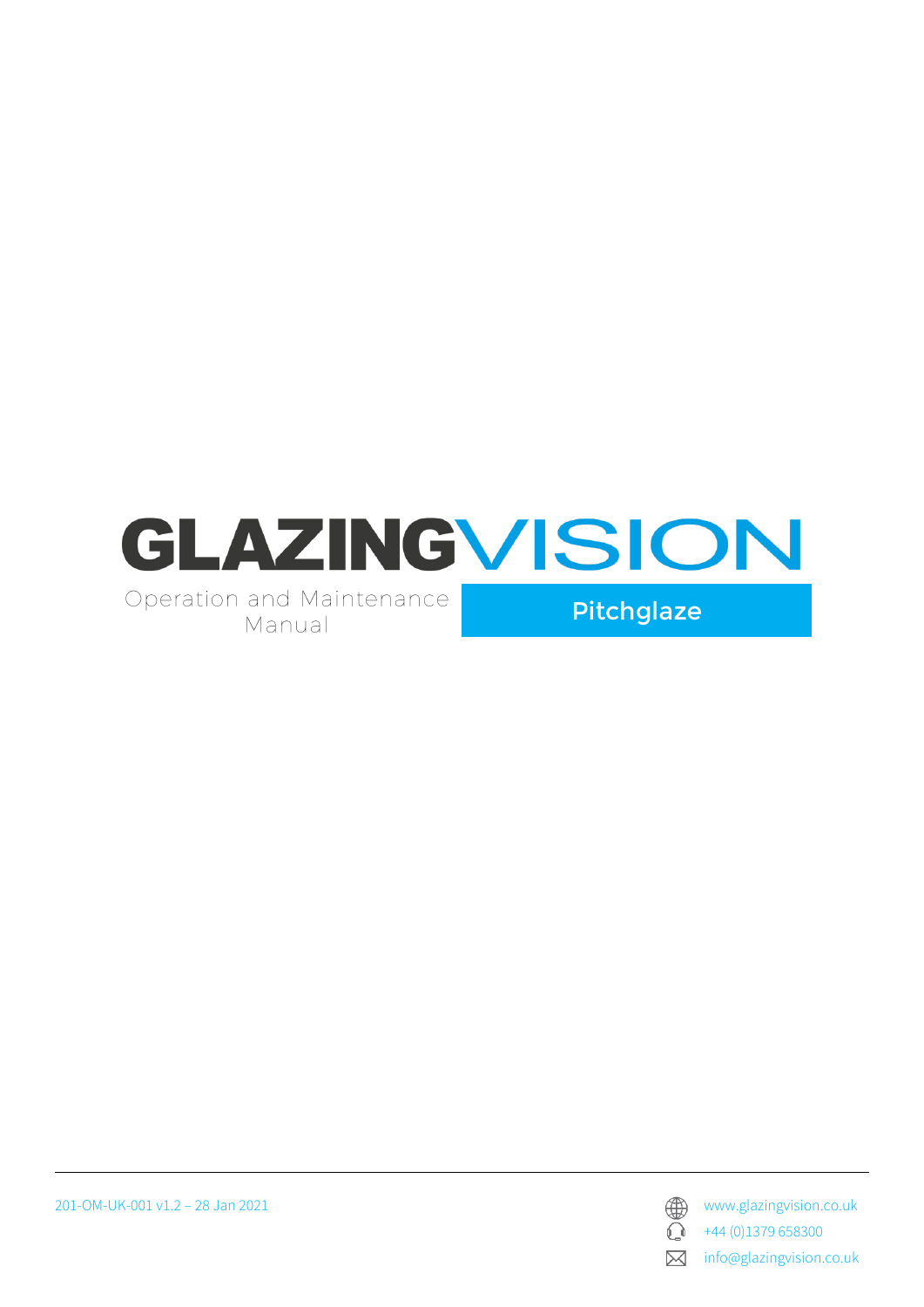# GLAZINGVISION

Operation and Maintenance Manual

## Pitchglaze

201-OM-UK-001 v1.2 – 28 Jan 2021

www.glazingvision.co.uk

+44 (0)1379 658300

info@glazingvision.co.uk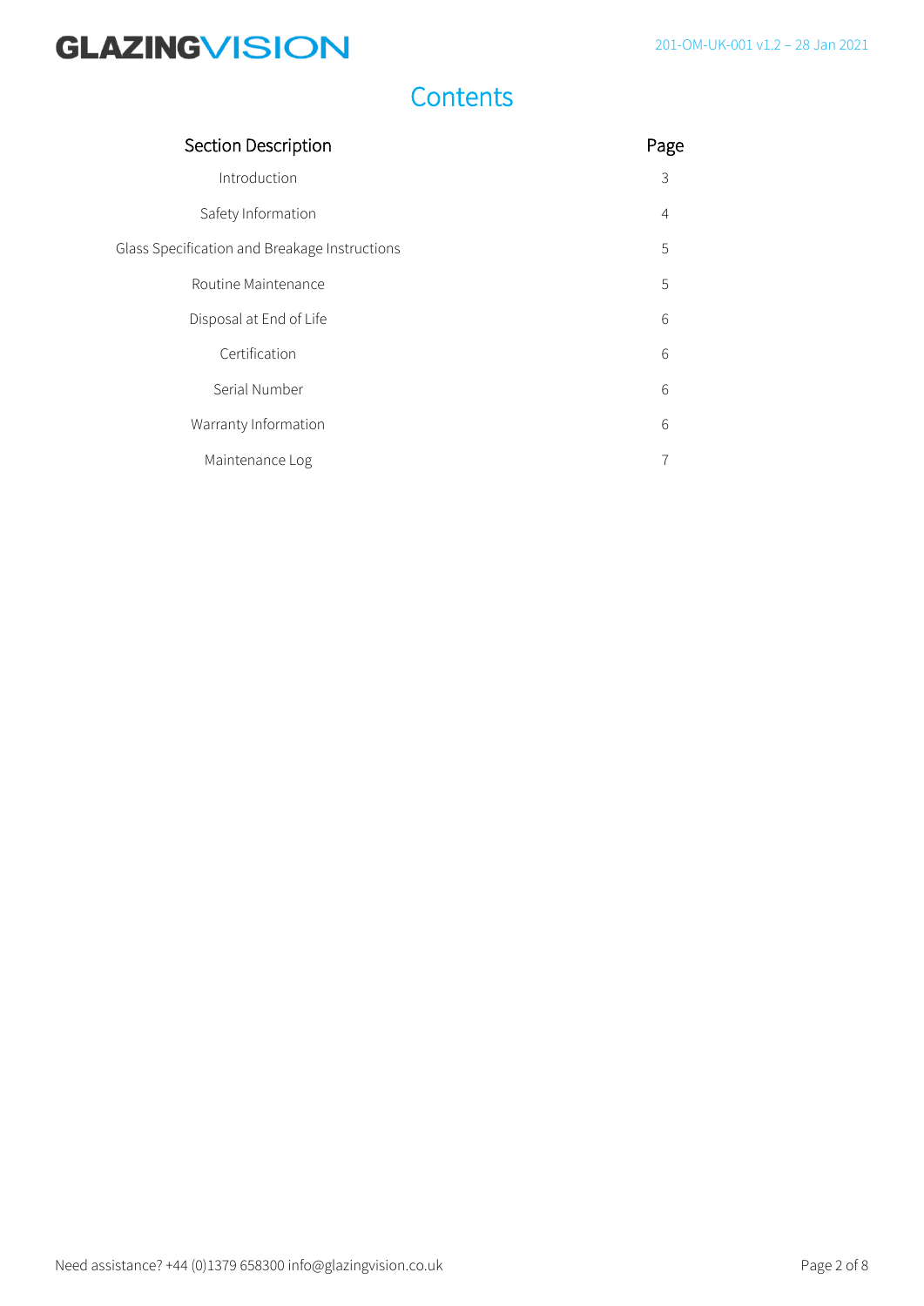# Contents

| Section Description | Page |
| --- | --- |
| Introduction | 3 |
| Safety Information | 4 |
| Glass Specification and Breakage Instructions | 5 |
| Routine Maintenance | 5 |
| Disposal at End of Life | 6 |
| Certification | 6 |
| Serial Number | 6 |
| Warranty Information | 6 |
| Maintenance Log | 7 |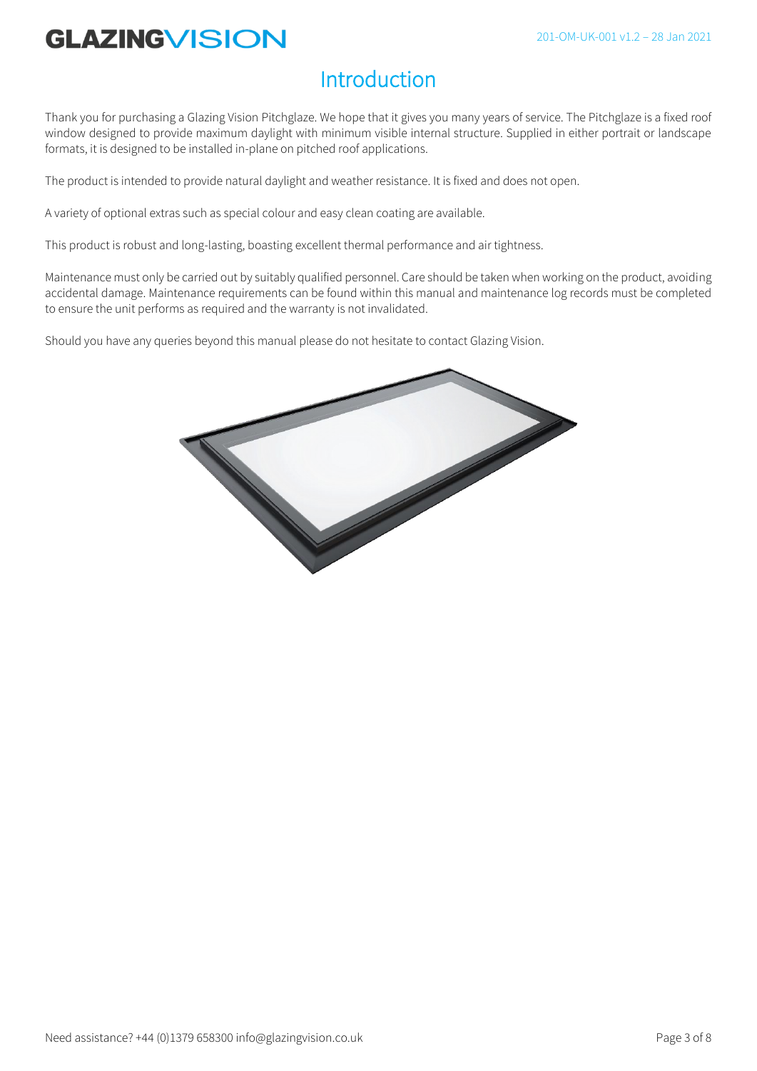# Introduction

Thank you for purchasing a Glazing Vision Pitchglaze. We hope that it gives you many years of service. The Pitchglaze is a fixed roof window designed to provide maximum daylight with minimum visible internal structure. Supplied in either portrait or landscape formats, it is designed to be installed in-plane on pitched roof applications.

The product is intended to provide natural daylight and weather resistance. It is fixed and does not open.

A variety of optional extras such as special colour and easy clean coating are available.

This product is robust and long-lasting, boasting excellent thermal performance and air tightness.

Maintenance must only be carried out by suitably qualified personnel. Care should be taken when working on the product, avoiding accidental damage. Maintenance requirements can be found within this manual and maintenance log records must be completed to ensure the unit performs as required and the warranty is not invalidated.

Should you have any queries beyond this manual please do not hesitate to contact Glazing Vision.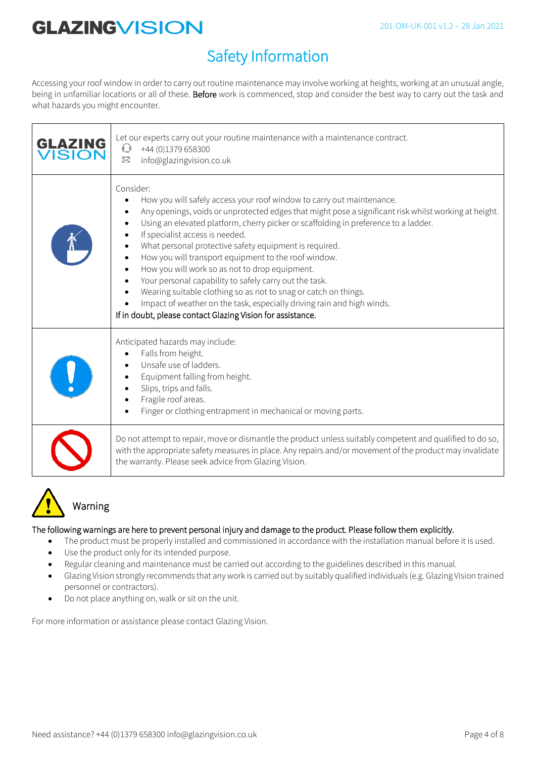# Safety Information

Accessing your roof window in order to carry out routine maintenance may involve working at heights, working at an unusual angle, being in unfamiliar locations or all of these. Before work is commenced, stop and consider the best way to carry out the task and what hazards you might encounter.

| | |
|---|---|
| GLAZING VISION | Let our experts carry out your routine maintenance with a maintenance contract.<br>+44 (0)1379 658300<br>info@glazingvision.co.uk |
| | Consider:<br>• How you will safely access your roof window to carry out maintenance.<br>• Any openings, voids or unprotected edges that might pose a significant risk whilst working at height.<br>• Using an elevated platform, cherry picker or scaffolding in preference to a ladder.<br>• If specialist access is needed.<br>• What personal protective safety equipment is required.<br>• How you will transport equipment to the roof window.<br>• How you will work so as not to drop equipment.<br>• Your personal capability to safely carry out the task.<br>• Wearing suitable clothing so as not to snag or catch on things.<br>• Impact of weather on the task, especially driving rain and high winds.<br>If in doubt, please contact Glazing Vision for assistance. |
| | Anticipated hazards may include:<br>• Falls from height.<br>• Unsafe use of ladders.<br>• Equipment falling from height.<br>• Slips, trips and falls.<br>• Fragile roof areas.<br>• Finger or clothing entrapment in mechanical or moving parts. |
| | Do not attempt to repair, move or dismantle the product unless suitably competent and qualified to do so, with the appropriate safety measures in place. Any repairs and/or movement of the product may invalidate the warranty. Please seek advice from Glazing Vision. |

## Warning

The following warnings are here to prevent personal injury and damage to the product. Please follow them explicitly.

- The product must be properly installed and commissioned in accordance with the installation manual before it is used.
- Use the product only for its intended purpose.
- Regular cleaning and maintenance must be carried out according to the guidelines described in this manual.
- Glazing Vision strongly recommends that any work is carried out by suitably qualified individuals (e.g. Glazing Vision trained personnel or contractors).
- Do not place anything on, walk or sit on the unit.

For more information or assistance please contact Glazing Vision.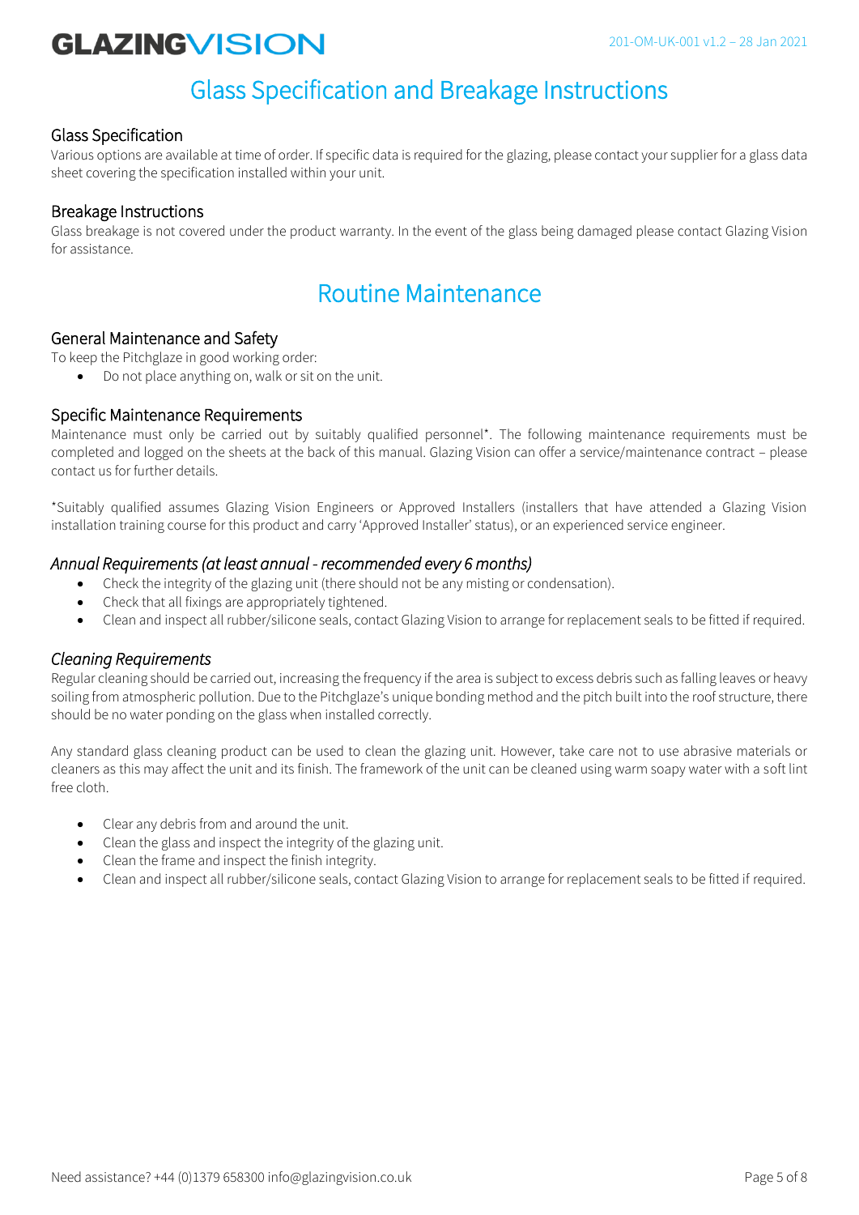# Glass Specification and Breakage Instructions

## Glass Specification

Various options are available at time of order. If specific data is required for the glazing, please contact your supplier for a glass data sheet covering the specification installed within your unit.

## Breakage Instructions

Glass breakage is not covered under the product warranty. In the event of the glass being damaged please contact Glazing Vision for assistance.

# Routine Maintenance

## General Maintenance and Safety

To keep the Pitchglaze in good working order:

- Do not place anything on, walk or sit on the unit.

## Specific Maintenance Requirements

Maintenance must only be carried out by suitably qualified personnel*. The following maintenance requirements must be completed and logged on the sheets at the back of this manual. Glazing Vision can offer a service/maintenance contract – please contact us for further details.

*Suitably qualified assumes Glazing Vision Engineers or Approved Installers (installers that have attended a Glazing Vision installation training course for this product and carry 'Approved Installer' status), or an experienced service engineer.

### *Annual Requirements (at least annual - recommended every 6 months)*

- Check the integrity of the glazing unit (there should not be any misting or condensation).
- Check that all fixings are appropriately tightened.
- Clean and inspect all rubber/silicone seals, contact Glazing Vision to arrange for replacement seals to be fitted if required.

### *Cleaning Requirements*

Regular cleaning should be carried out, increasing the frequency if the area is subject to excess debris such as falling leaves or heavy soiling from atmospheric pollution. Due to the Pitchglaze's unique bonding method and the pitch built into the roof structure, there should be no water ponding on the glass when installed correctly.

Any standard glass cleaning product can be used to clean the glazing unit. However, take care not to use abrasive materials or cleaners as this may affect the unit and its finish. The framework of the unit can be cleaned using warm soapy water with a soft lint free cloth.

- Clear any debris from and around the unit.
- Clean the glass and inspect the integrity of the glazing unit.
- Clean the frame and inspect the finish integrity.
- Clean and inspect all rubber/silicone seals, contact Glazing Vision to arrange for replacement seals to be fitted if required.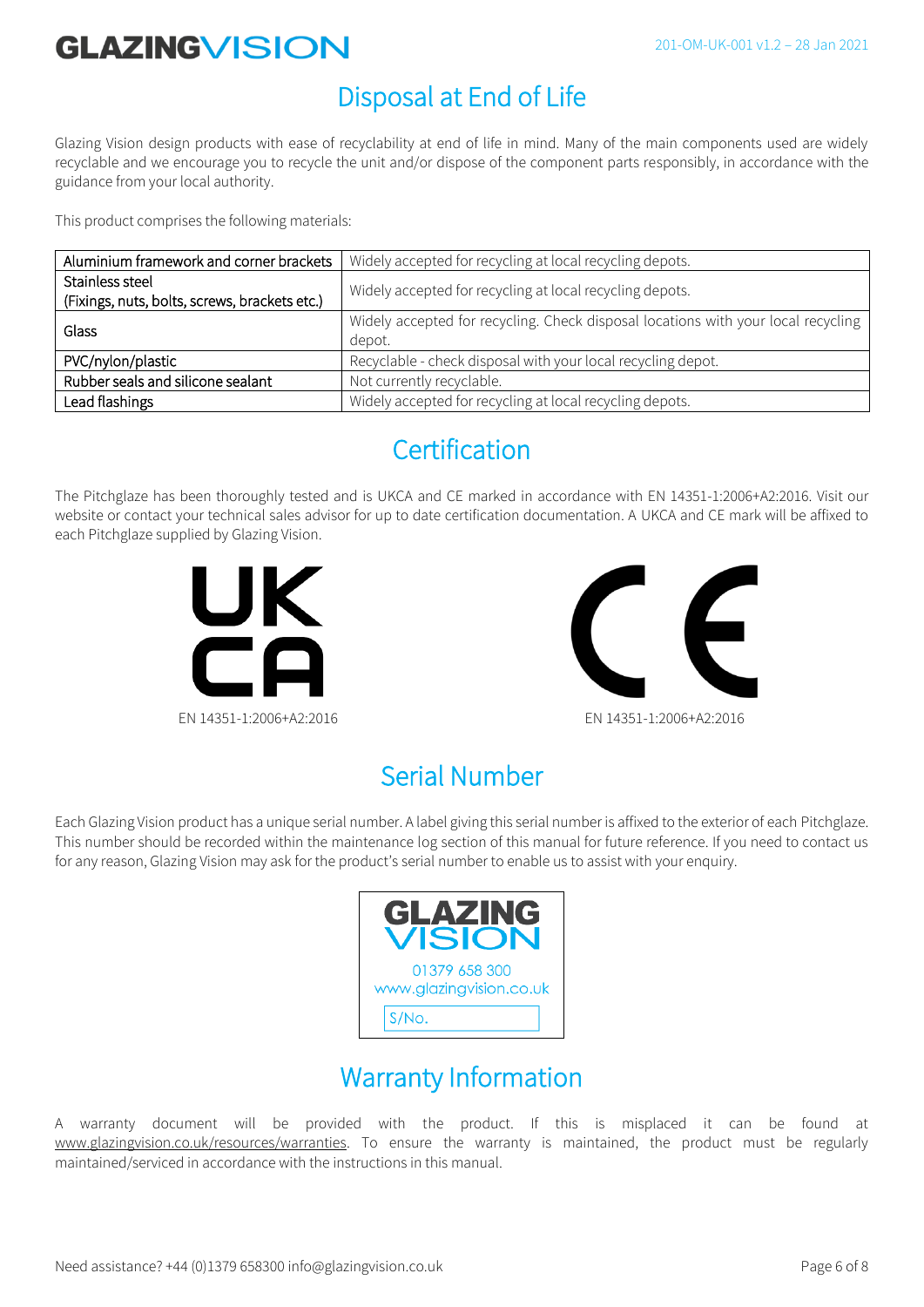## Disposal at End of Life

Glazing Vision design products with ease of recyclability at end of life in mind. Many of the main components used are widely recyclable and we encourage you to recycle the unit and/or dispose of the component parts responsibly, in accordance with the guidance from your local authority.

This product comprises the following materials:

| Material | Disposal |
|---|---|
| Aluminium framework and corner brackets | Widely accepted for recycling at local recycling depots. |
| Stainless steel (Fixings, nuts, bolts, screws, brackets etc.) | Widely accepted for recycling at local recycling depots. |
| Glass | Widely accepted for recycling. Check disposal locations with your local recycling depot. |
| PVC/nylon/plastic | Recyclable - check disposal with your local recycling depot. |
| Rubber seals and silicone sealant | Not currently recyclable. |
| Lead flashings | Widely accepted for recycling at local recycling depots. |

## Certification

The Pitchglaze has been thoroughly tested and is UKCA and CE marked in accordance with EN 14351-1:2006+A2:2016. Visit our website or contact your technical sales advisor for up to date certification documentation. A UKCA and CE mark will be affixed to each Pitchglaze supplied by Glazing Vision.

UKCA — EN 14351-1:2006+A2:2016

CE — EN 14351-1:2006+A2:2016

## Serial Number

Each Glazing Vision product has a unique serial number. A label giving this serial number is affixed to the exterior of each Pitchglaze. This number should be recorded within the maintenance log section of this manual for future reference. If you need to contact us for any reason, Glazing Vision may ask for the product's serial number to enable us to assist with your enquiry.

GLAZING VISION
01379 658 300
www.glazingvision.co.uk
S/No.

## Warranty Information

A warranty document will be provided with the product. If this is misplaced it can be found at www.glazingvision.co.uk/resources/warranties. To ensure the warranty is maintained, the product must be regularly maintained/serviced in accordance with the instructions in this manual.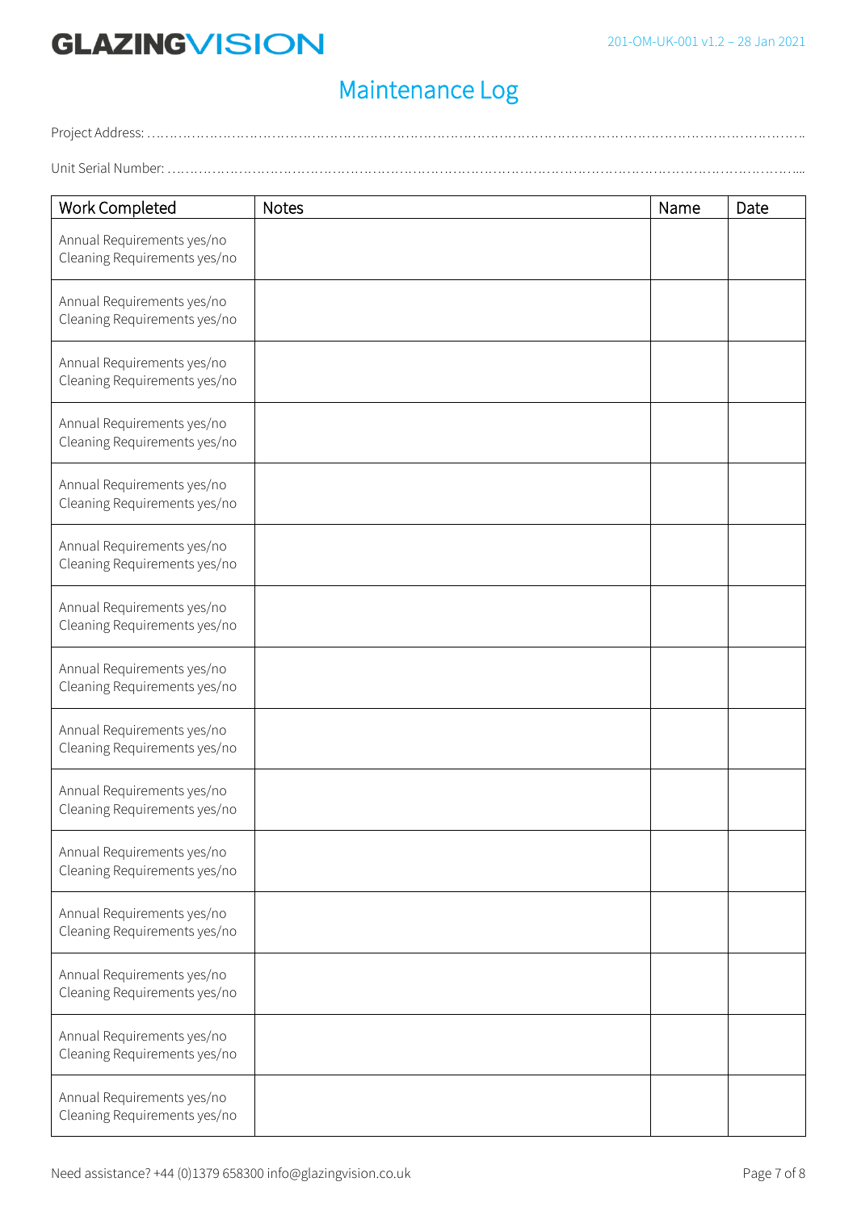# Maintenance Log

Project Address: ……………………………………………………………………………………………………………………………………..

Unit Serial Number: …………………………………………………………………………………………………………………………....

| Work Completed | Notes | Name | Date |
|---|---|---|---|
| Annual Requirements yes/no<br>Cleaning Requirements yes/no | | | |
| Annual Requirements yes/no<br>Cleaning Requirements yes/no | | | |
| Annual Requirements yes/no<br>Cleaning Requirements yes/no | | | |
| Annual Requirements yes/no<br>Cleaning Requirements yes/no | | | |
| Annual Requirements yes/no<br>Cleaning Requirements yes/no | | | |
| Annual Requirements yes/no<br>Cleaning Requirements yes/no | | | |
| Annual Requirements yes/no<br>Cleaning Requirements yes/no | | | |
| Annual Requirements yes/no<br>Cleaning Requirements yes/no | | | |
| Annual Requirements yes/no<br>Cleaning Requirements yes/no | | | |
| Annual Requirements yes/no<br>Cleaning Requirements yes/no | | | |
| Annual Requirements yes/no<br>Cleaning Requirements yes/no | | | |
| Annual Requirements yes/no<br>Cleaning Requirements yes/no | | | |
| Annual Requirements yes/no<br>Cleaning Requirements yes/no | | | |
| Annual Requirements yes/no<br>Cleaning Requirements yes/no | | | |
| Annual Requirements yes/no<br>Cleaning Requirements yes/no | | | |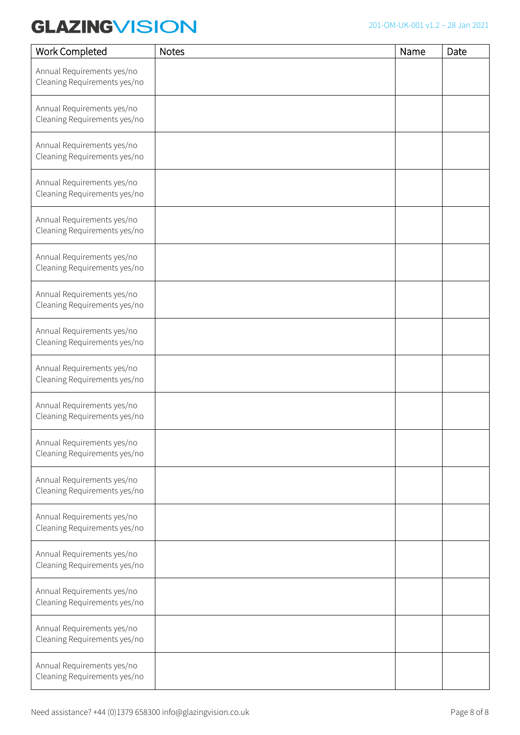| Work Completed | Notes | Name | Date |
|---|---|---|---|
| Annual Requirements yes/no<br>Cleaning Requirements yes/no | | | |
| Annual Requirements yes/no<br>Cleaning Requirements yes/no | | | |
| Annual Requirements yes/no<br>Cleaning Requirements yes/no | | | |
| Annual Requirements yes/no<br>Cleaning Requirements yes/no | | | |
| Annual Requirements yes/no<br>Cleaning Requirements yes/no | | | |
| Annual Requirements yes/no<br>Cleaning Requirements yes/no | | | |
| Annual Requirements yes/no<br>Cleaning Requirements yes/no | | | |
| Annual Requirements yes/no<br>Cleaning Requirements yes/no | | | |
| Annual Requirements yes/no<br>Cleaning Requirements yes/no | | | |
| Annual Requirements yes/no<br>Cleaning Requirements yes/no | | | |
| Annual Requirements yes/no<br>Cleaning Requirements yes/no | | | |
| Annual Requirements yes/no<br>Cleaning Requirements yes/no | | | |
| Annual Requirements yes/no<br>Cleaning Requirements yes/no | | | |
| Annual Requirements yes/no<br>Cleaning Requirements yes/no | | | |
| Annual Requirements yes/no<br>Cleaning Requirements yes/no | | | |
| Annual Requirements yes/no<br>Cleaning Requirements yes/no | | | |
| Annual Requirements yes/no<br>Cleaning Requirements yes/no | | | |